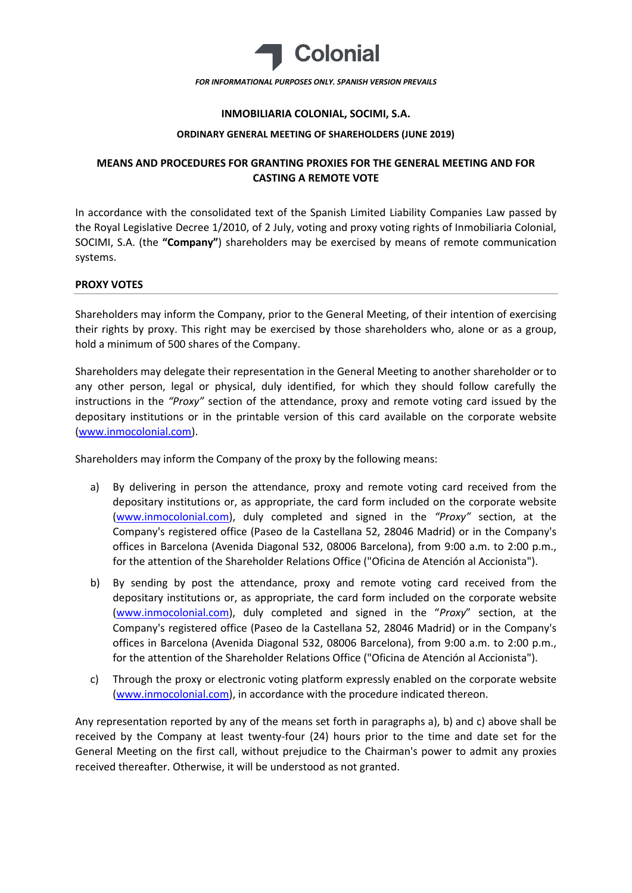Colonial

*FOR INFORMATIONAL PURPOSES ONLY. SPANISH VERSION PREVAILS*

**INMOBILIARIA COLONIAL, SOCIMI, S.A.**

**ORDINARY GENERAL MEETING OF SHAREHOLDERS (JUNE 2019)**

# MEANS AND PROCEDURES FOR GRANTING PROXIES FOR THE GENERAL MEETING AND FOR CASTING A REMOTE VOTE

In accordance with the consolidated text of the Spanish Limited Liability Companies Law passed by the Royal Legislative Decree 1/2010, of 2 July, voting and proxy voting rights of Inmobiliaria Colonial, SOCIMI, S.A. (the **"Company"**) shareholders may be exercised by means of remote communication systems.

## PROXY VOTES

Shareholders may inform the Company, prior to the General Meeting, of their intention of exercising their rights by proxy. This right may be exercised by those shareholders who, alone or as a group, hold a minimum of 500 shares of the Company.

Shareholders may delegate their representation in the General Meeting to another shareholder or to any other person, legal or physical, duly identified, for which they should follow carefully the instructions in the *"Proxy"* section of the attendance, proxy and remote voting card issued by the depositary institutions or in the printable version of this card available on the corporate website (www.inmocolonial.com).

Shareholders may inform the Company of the proxy by the following means:

a) By delivering in person the attendance, proxy and remote voting card received from the depositary institutions or, as appropriate, the card form included on the corporate website (www.inmocolonial.com), duly completed and signed in the *"Proxy"* section, at the Company's registered office (Paseo de la Castellana 52, 28046 Madrid) or in the Company's offices in Barcelona (Avenida Diagonal 532, 08006 Barcelona), from 9:00 a.m. to 2:00 p.m., for the attention of the Shareholder Relations Office ("Oficina de Atención al Accionista").

b) By sending by post the attendance, proxy and remote voting card received from the depositary institutions or, as appropriate, the card form included on the corporate website (www.inmocolonial.com), duly completed and signed in the "*Proxy*" section, at the Company's registered office (Paseo de la Castellana 52, 28046 Madrid) or in the Company's offices in Barcelona (Avenida Diagonal 532, 08006 Barcelona), from 9:00 a.m. to 2:00 p.m., for the attention of the Shareholder Relations Office ("Oficina de Atención al Accionista").

c) Through the proxy or electronic voting platform expressly enabled on the corporate website (www.inmocolonial.com), in accordance with the procedure indicated thereon.

Any representation reported by any of the means set forth in paragraphs a), b) and c) above shall be received by the Company at least twenty-four (24) hours prior to the time and date set for the General Meeting on the first call, without prejudice to the Chairman's power to admit any proxies received thereafter. Otherwise, it will be understood as not granted.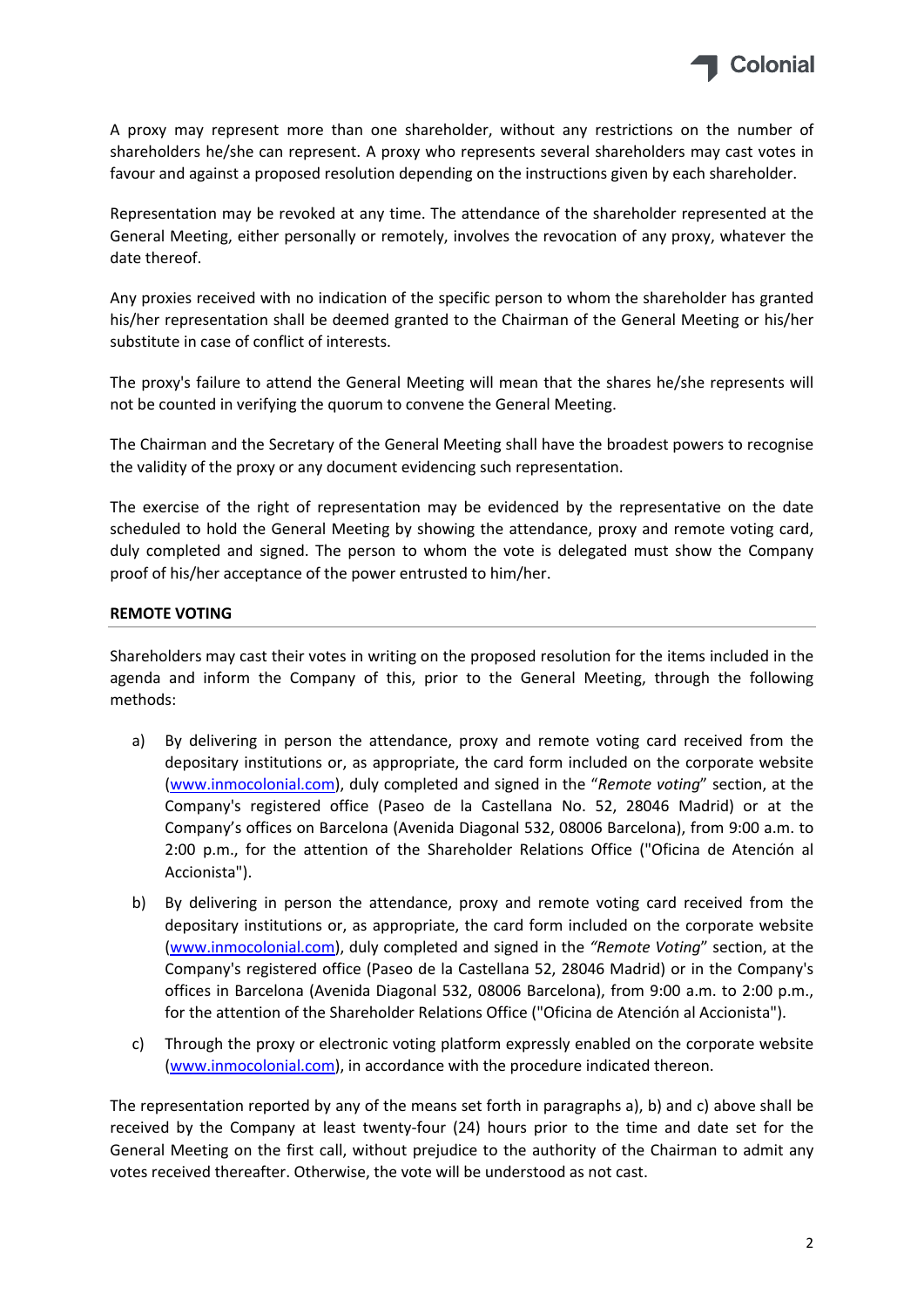A proxy may represent more than one shareholder, without any restrictions on the number of shareholders he/she can represent. A proxy who represents several shareholders may cast votes in favour and against a proposed resolution depending on the instructions given by each shareholder.

Representation may be revoked at any time. The attendance of the shareholder represented at the General Meeting, either personally or remotely, involves the revocation of any proxy, whatever the date thereof.

Any proxies received with no indication of the specific person to whom the shareholder has granted his/her representation shall be deemed granted to the Chairman of the General Meeting or his/her substitute in case of conflict of interests.

The proxy's failure to attend the General Meeting will mean that the shares he/she represents will not be counted in verifying the quorum to convene the General Meeting.

The Chairman and the Secretary of the General Meeting shall have the broadest powers to recognise the validity of the proxy or any document evidencing such representation.

The exercise of the right of representation may be evidenced by the representative on the date scheduled to hold the General Meeting by showing the attendance, proxy and remote voting card, duly completed and signed. The person to whom the vote is delegated must show the Company proof of his/her acceptance of the power entrusted to him/her.

**REMOTE VOTING**

Shareholders may cast their votes in writing on the proposed resolution for the items included in the agenda and inform the Company of this, prior to the General Meeting, through the following methods:

a) By delivering in person the attendance, proxy and remote voting card received from the depositary institutions or, as appropriate, the card form included on the corporate website (www.inmocolonial.com), duly completed and signed in the "*Remote voting*" section, at the Company's registered office (Paseo de la Castellana No. 52, 28046 Madrid) or at the Company's offices on Barcelona (Avenida Diagonal 532, 08006 Barcelona), from 9:00 a.m. to 2:00 p.m., for the attention of the Shareholder Relations Office ("Oficina de Atención al Accionista").

b) By delivering in person the attendance, proxy and remote voting card received from the depositary institutions or, as appropriate, the card form included on the corporate website (www.inmocolonial.com), duly completed and signed in the *"Remote Voting*" section, at the Company's registered office (Paseo de la Castellana 52, 28046 Madrid) or in the Company's offices in Barcelona (Avenida Diagonal 532, 08006 Barcelona), from 9:00 a.m. to 2:00 p.m., for the attention of the Shareholder Relations Office ("Oficina de Atención al Accionista").

c) Through the proxy or electronic voting platform expressly enabled on the corporate website (www.inmocolonial.com), in accordance with the procedure indicated thereon.

The representation reported by any of the means set forth in paragraphs a), b) and c) above shall be received by the Company at least twenty-four (24) hours prior to the time and date set for the General Meeting on the first call, without prejudice to the authority of the Chairman to admit any votes received thereafter. Otherwise, the vote will be understood as not cast.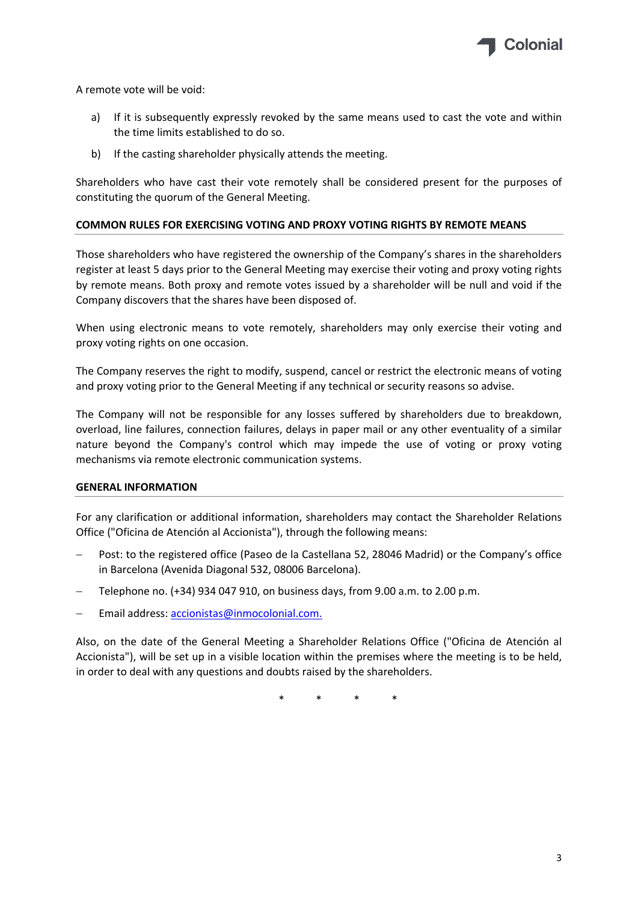A remote vote will be void:

a) If it is subsequently expressly revoked by the same means used to cast the vote and within the time limits established to do so.

b) If the casting shareholder physically attends the meeting.

Shareholders who have cast their vote remotely shall be considered present for the purposes of constituting the quorum of the General Meeting.

## COMMON RULES FOR EXERCISING VOTING AND PROXY VOTING RIGHTS BY REMOTE MEANS

Those shareholders who have registered the ownership of the Company's shares in the shareholders register at least 5 days prior to the General Meeting may exercise their voting and proxy voting rights by remote means. Both proxy and remote votes issued by a shareholder will be null and void if the Company discovers that the shares have been disposed of.

When using electronic means to vote remotely, shareholders may only exercise their voting and proxy voting rights on one occasion.

The Company reserves the right to modify, suspend, cancel or restrict the electronic means of voting and proxy voting prior to the General Meeting if any technical or security reasons so advise.

The Company will not be responsible for any losses suffered by shareholders due to breakdown, overload, line failures, connection failures, delays in paper mail or any other eventuality of a similar nature beyond the Company's control which may impede the use of voting or proxy voting mechanisms via remote electronic communication systems.

## GENERAL INFORMATION

For any clarification or additional information, shareholders may contact the Shareholder Relations Office ("Oficina de Atención al Accionista"), through the following means:

- Post: to the registered office (Paseo de la Castellana 52, 28046 Madrid) or the Company's office in Barcelona (Avenida Diagonal 532, 08006 Barcelona).
- Telephone no. (+34) 934 047 910, on business days, from 9.00 a.m. to 2.00 p.m.
- Email address: accionistas@inmocolonial.com.

Also, on the date of the General Meeting a Shareholder Relations Office ("Oficina de Atención al Accionista"), will be set up in a visible location within the premises where the meeting is to be held, in order to deal with any questions and doubts raised by the shareholders.

\* \* \* \*